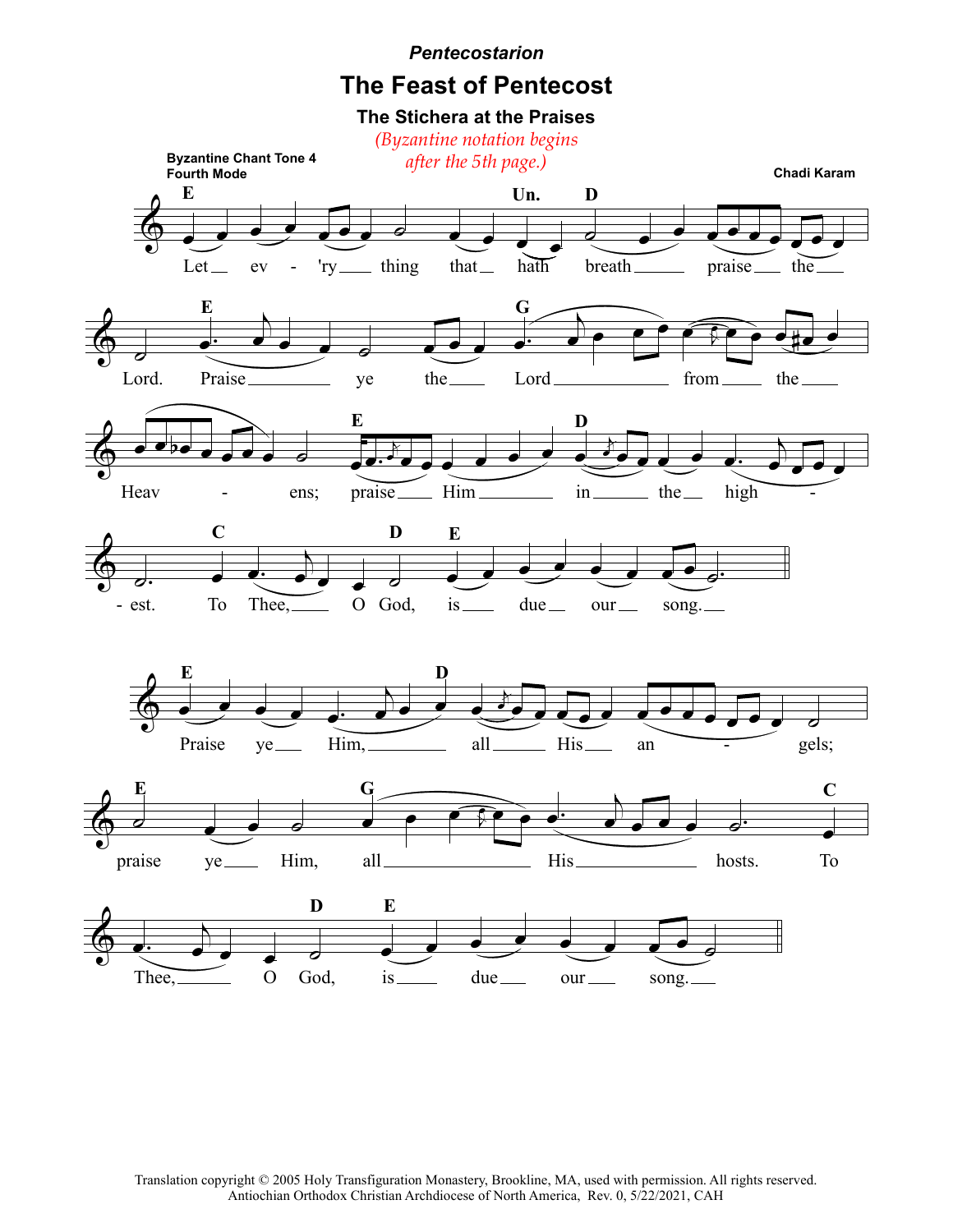*Pentecostarion*

# The Feast of Pentecost

## The Stichera at the Praises

*(Byzantine notation begins after the 5th page.)*

**Byzantine Chant Tone 4**
**Fourth Mode**

**Chadi Karam**

Let every thing that hath breath praise the Lord. Praise ye the Lord from the Heavens; praise Him in the highest. To Thee, O God, is due our song.

Praise ye Him, all His angels; praise ye Him, all His hosts. To Thee, O God, is due our song.

Translation copyright © 2005 Holy Transfiguration Monastery, Brookline, MA, used with permission. All rights reserved.
Antiochian Orthodox Christian Archdiocese of North America, Rev. 0, 5/22/2021, CAH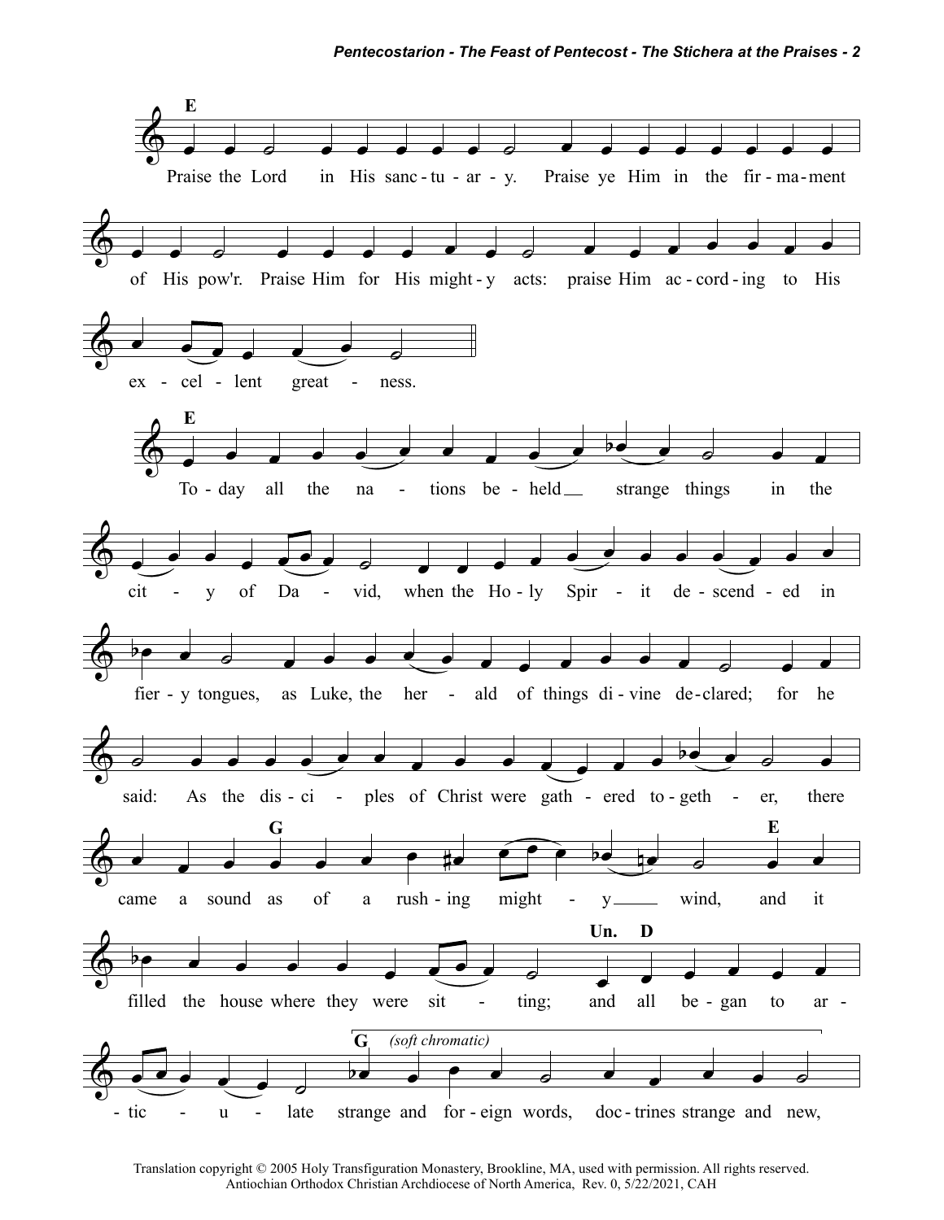E

Praise the Lord in His sanc-tu-ar-y. Praise ye Him in the fir-ma-ment of His pow'r. Praise Him for His might-y acts: praise Him ac-cord-ing to His ex-cel-lent great-ness.

E

To-day all the na-tions be-held strange things in the cit-y of Da-vid, when the Ho-ly Spir-it de-scend-ed in fier-y tongues, as Luke, the her-ald of things di-vine de-clared; for he said: As the dis-ci-ples of Christ were gath-ered to-geth-er, there came a sound as

G

of a rush-ing might-y wind,

E

and it filled the house where they were sit-ting;

Un. D

and all be-gan to ar-tic-u-late

G *(soft chromatic)*

strange and for-eign words, doc-trines strange and new,

Translation copyright © 2005 Holy Transfiguration Monastery, Brookline, MA, used with permission. All rights reserved.
Antiochian Orthodox Christian Archdiocese of North America, Rev. 0, 5/22/2021, CAH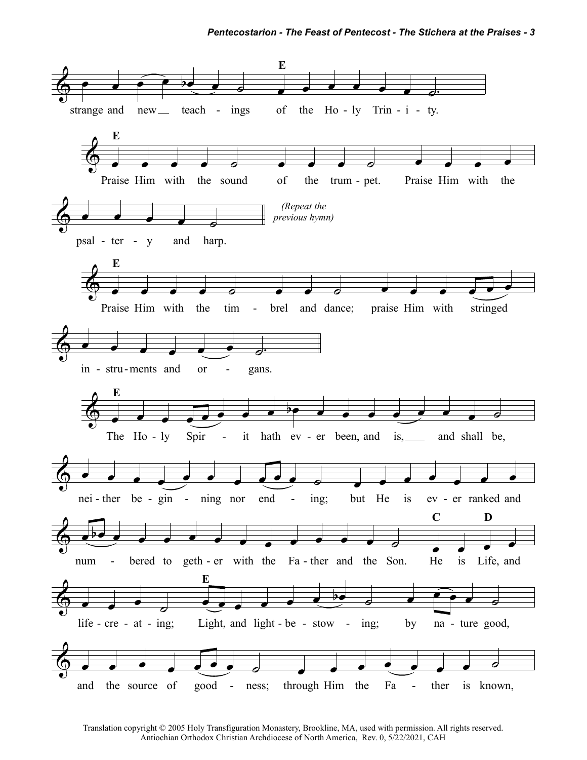E

strange and new teach - ings of the Ho - ly Trin - i - ty.

E

Praise Him with the sound of the trum - pet. Praise Him with the psal - ter - y and harp.

*(Repeat the previous hymn)*

E

Praise Him with the tim - brel and dance; praise Him with stringed in - stru - ments and or - gans.

E

The Ho - ly Spir - it hath ev - er been, and is, and shall be, nei - ther be - gin - ning nor end - ing; but He is ev - er ranked and num - bered to geth - er with the Fa - ther and the Son.

C D

He is Life, and life - cre - at - ing;

E

Light, and light - be - stow - ing; by na - ture good, and the source of good - ness; through Him the Fa - ther is known,

Translation copyright © 2005 Holy Transfiguration Monastery, Brookline, MA, used with permission. All rights reserved.
Antiochian Orthodox Christian Archdiocese of North America, Rev. 0, 5/22/2021, CAH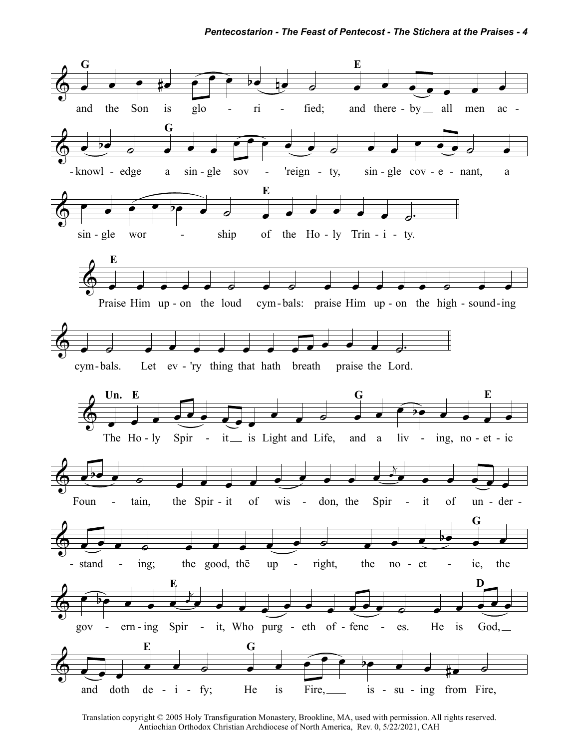**G** and the Son is glo - ri - fied; **E** and there - by all men ac - knowl - edge **G** a sin - gle sov - 'reign - ty, sin - gle cov - e - nant, a sin - gle wor - ship **E** of the Ho - ly Trin - i - ty.

**E** Praise Him up - on the loud cym - bals: praise Him up - on the high - sound - ing cym - bals. Let ev - 'ry thing that hath breath praise the Lord.

**Un. E** The Ho - ly Spir - it is Light and Life, **G** and a liv - ing, **E** no - et - ic Foun - tain, the Spir - it of wis - don, the Spir - it of un - der - stand - ing; the good, thē up - right, the no - et - **G** ic, the gov - ern - ing **E** Spir - it, Who purg - eth of - fenc - es. **D** He is God, **E** and doth de - i - fy; **G** He is Fire, is - su - ing from Fire,

Translation copyright © 2005 Holy Transfiguration Monastery, Brookline, MA, used with permission. All rights reserved.
Antiochian Orthodox Christian Archdiocese of North America, Rev. 0, 5/22/2021, CAH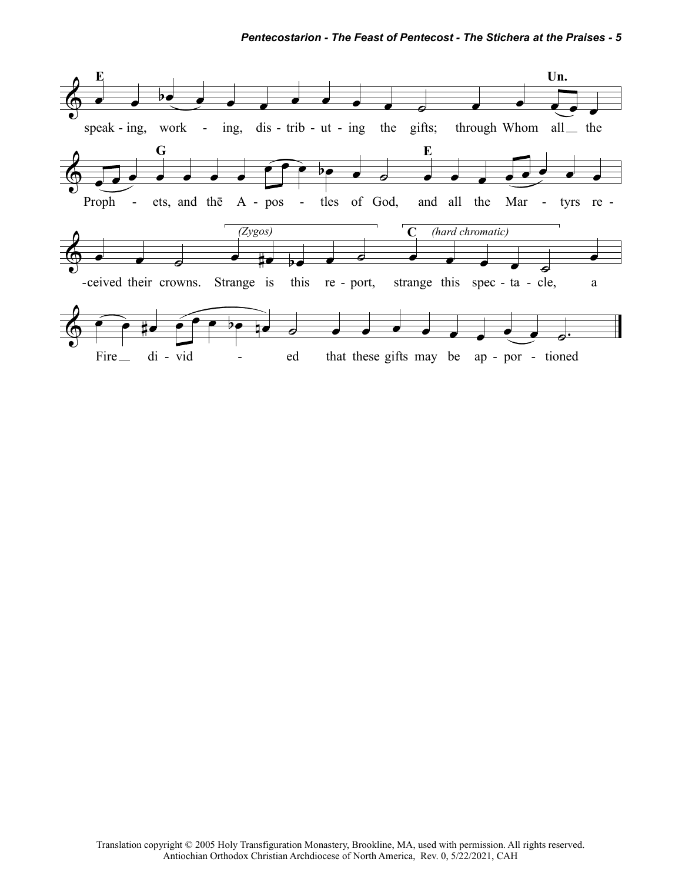**E** **Un.**

speak - ing, work - ing, dis - trib - ut - ing the gifts; through Whom all __ the

**G** **E**

Proph - ets, and thē A - pos - tles of God, and all the Mar - tyrs re -

*(Zygos)* **C** *(hard chromatic)*

-ceived their crowns. Strange is this re - port, strange this spec - ta - cle, a

Fire __ di - vid - ed that these gifts may be ap - por - tioned

Translation copyright © 2005 Holy Transfiguration Monastery, Brookline, MA, used with permission. All rights reserved.
Antiochian Orthodox Christian Archdiocese of North America, Rev. 0, 5/22/2021, CAH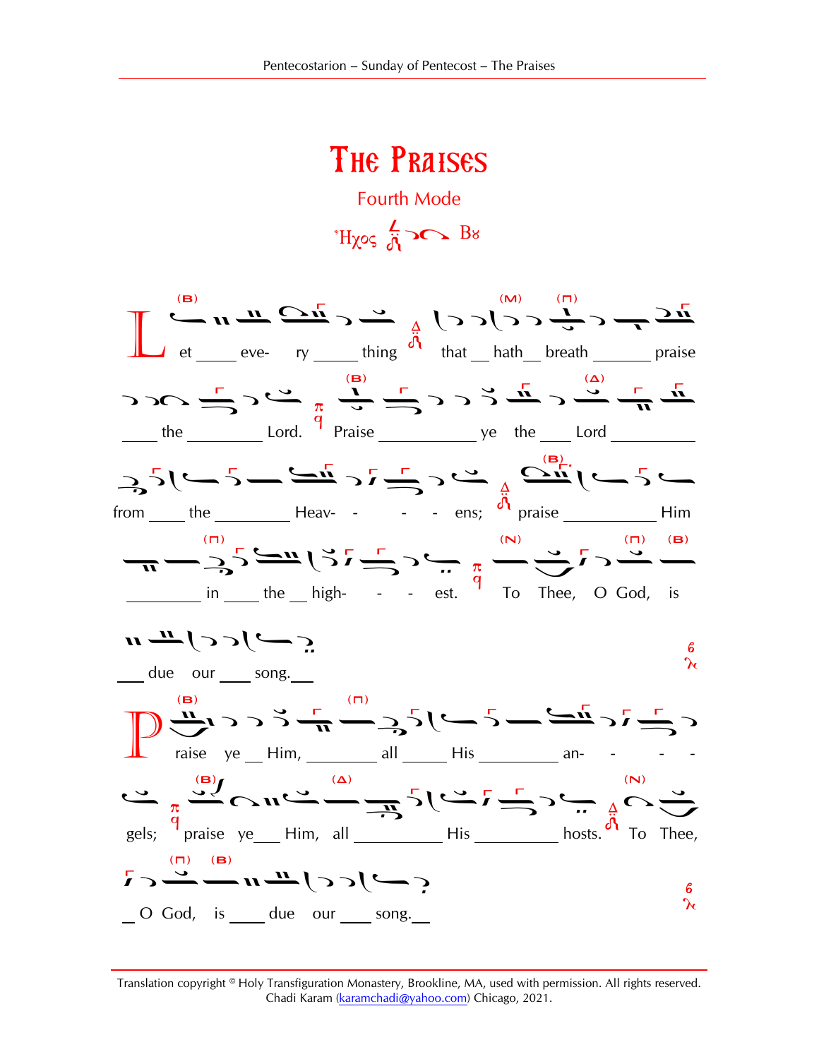# The Praises

Fourth Mode

Ἦχος Βου

Let every thing that hath breath praise the Lord. Praise ye the Lord from the Heavens; praise Him in the highest. To Thee, O God, is due our song.

Praise ye Him, all His angels; praise ye Him, all His hosts. To Thee, O God, is due our song.

Translation copyright © Holy Transfiguration Monastery, Brookline, MA, used with permission. All rights reserved. Chadi Karam (karamchadi@yahoo.com) Chicago, 2021.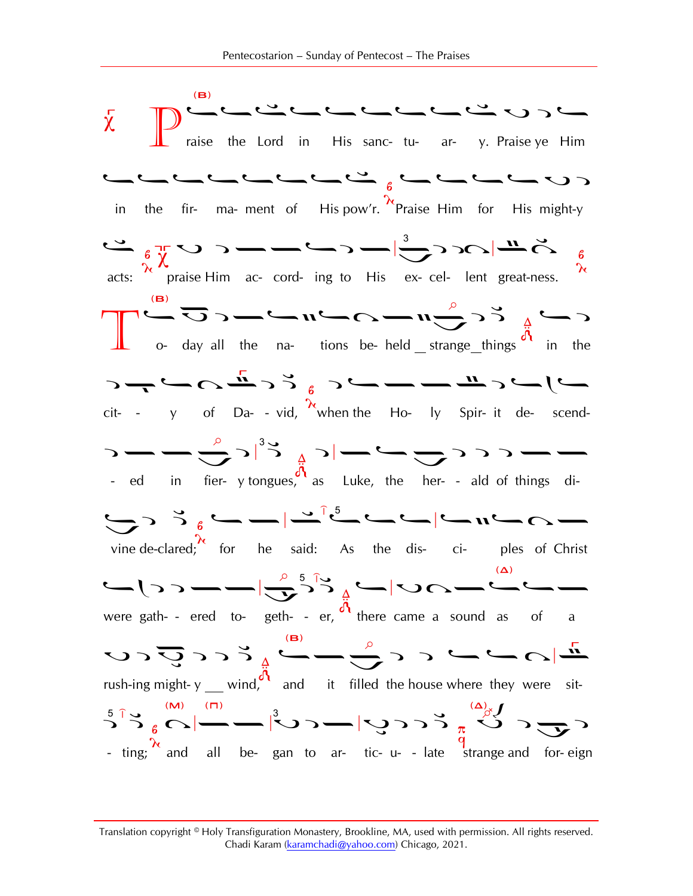Praise the Lord in His sanc- tu- ar- y. Praise ye Him

in the fir- ma- ment of His pow'r. Praise Him for His might-y

acts: praise Him ac- cord- ing to His ex- cel- lent great-ness.

To- day all the na- tions be- held strange things in the

cit- - y of Da- - vid, when the Ho- ly Spir- it de- scend-

- ed in fier- y tongues, as Luke, the her- - ald of things di-

vine de-clared; for he said: As the dis- ci- ples of Christ

were gath- - ered to- geth- - er, there came a sound as of a

rush-ing might- y wind, and it filled the house where they were sit-

- ting; and all be- gan to ar- tic- u- - late strange and for- eign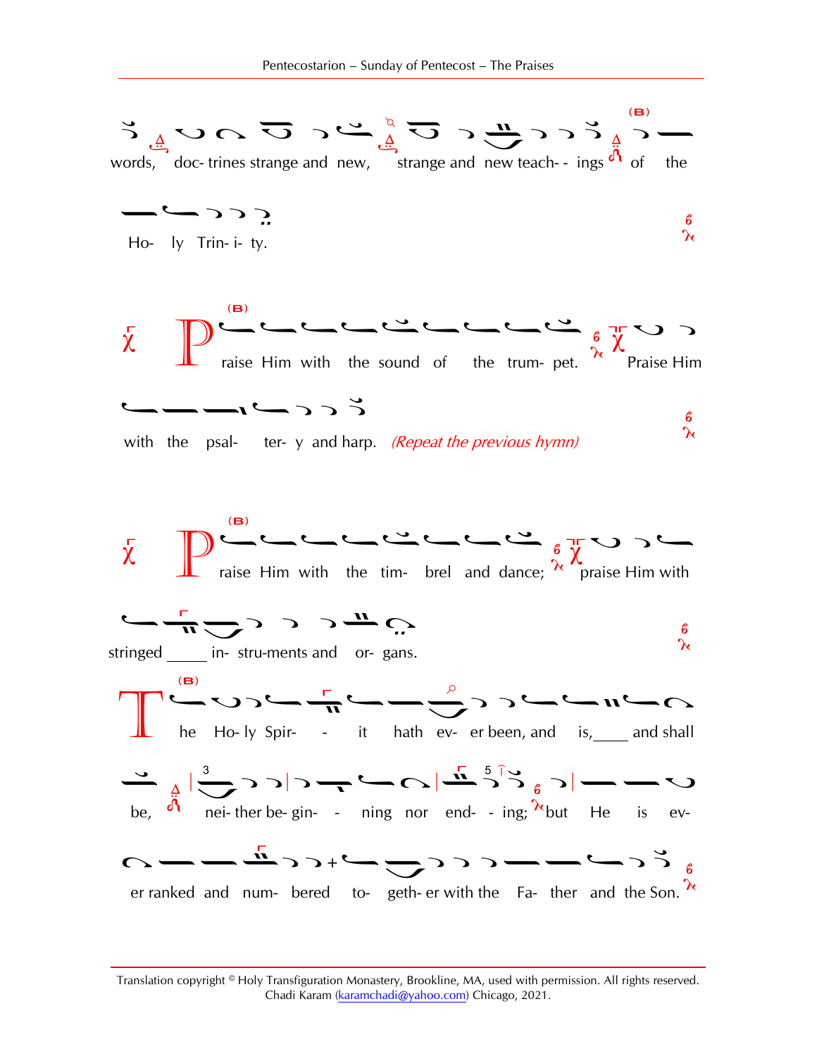words, doc- trines strange and new, strange and new teach- - ings of the

Ho- ly Trin- i- ty.

Praise Him with the sound of the trum- pet. Praise Him with the psal- ter- y and harp. *(Repeat the previous hymn)*

Praise Him with the tim- brel and dance; praise Him with stringed ____ in- stru-ments and or- gans.

The Ho- ly Spir- - it hath ev- er been, and is,____ and shall be, nei- ther be- gin- - ning nor end- - ing; but He is ev- er ranked and num- bered to- geth- er with the Fa- ther and the Son.

Translation copyright © Holy Transfiguration Monastery, Brookline, MA, used with permission. All rights reserved.
Chadi Karam (karamchadi@yahoo.com) Chicago, 2021.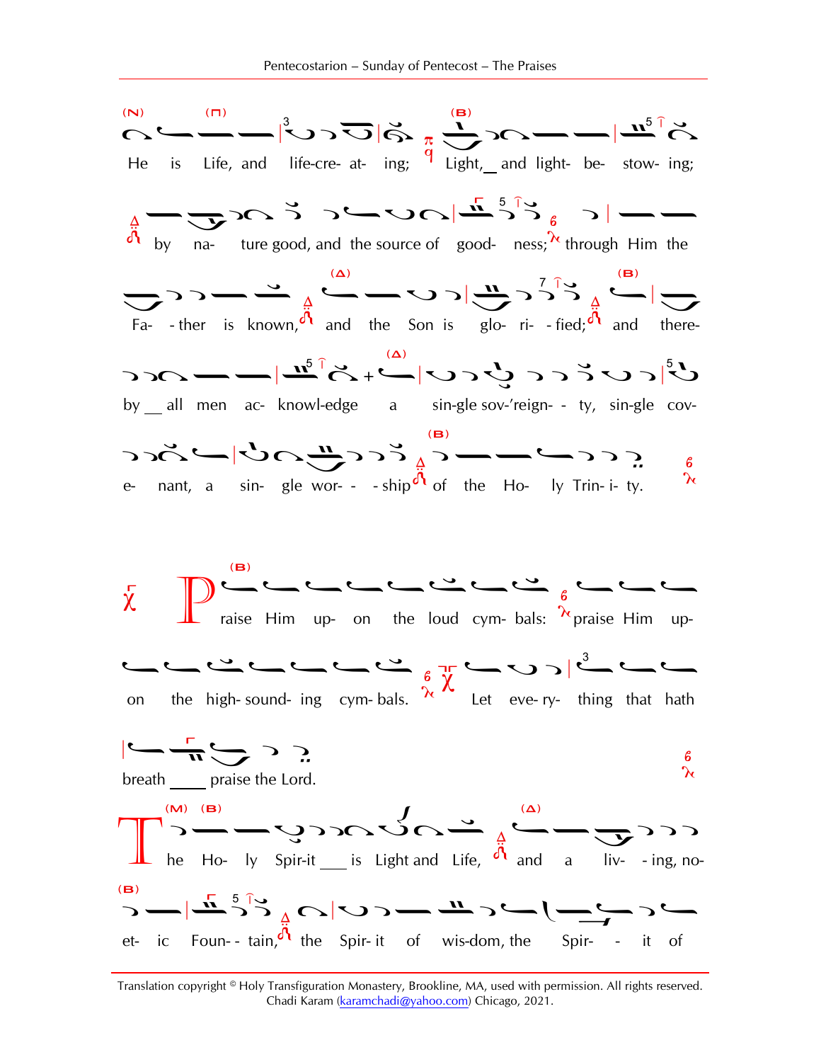He is Life, and life-cre- at- ing; Light, and light- be- stow- ing;

by na- ture good, and the source of good- ness; through Him the

Fa- - ther is known, and the Son is glo- ri- - fied; and there-

by all men ac- knowl-edge a sin-gle sov-'reign- - ty, sin-gle cov-

e- nant, a sin- gle wor- - - ship of the Ho- ly Trin- i- ty.

Praise Him up- on the loud cym- bals: praise Him up-

on the high- sound- ing cym- bals. Let eve- ry- thing that hath

breath praise the Lord.

The Ho- ly Spir-it is Light and Life, and a liv- - ing, no-

et- ic Foun- - tain, the Spir- it of wis-dom, the Spir- - it of

Translation copyright © Holy Transfiguration Monastery, Brookline, MA, used with permission. All rights reserved.
Chadi Karam (karamchadi@yahoo.com) Chicago, 2021.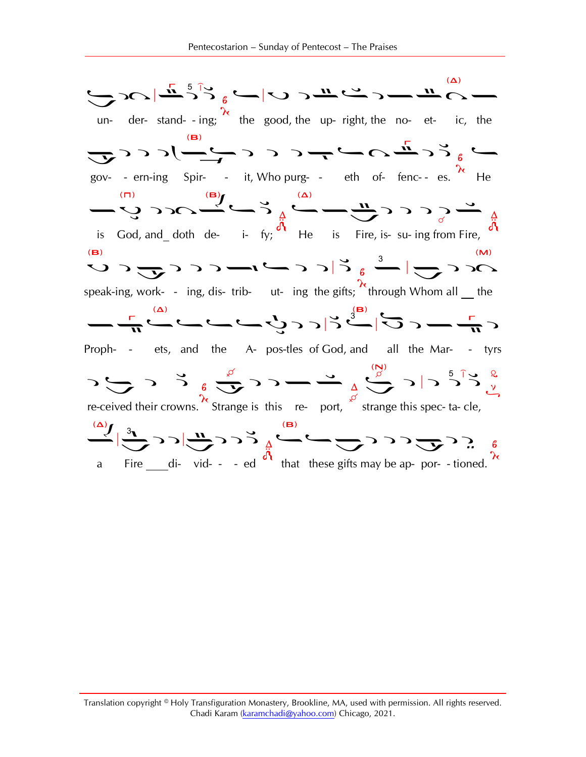un- der- stand- - ing; the good, the up- right, the no- et- ic, the

gov- - ern-ing Spir- - it, Who purg- - eth of- fenc- - es. He

is God, and doth de- i- fy; He is Fire, is- su- ing from Fire,

speak-ing, work- - ing, dis- trib- ut- ing the gifts; through Whom all __ the

Proph- - ets, and the A- pos-tles of God, and all the Mar- - tyrs

re-ceived their crowns. Strange is this re- port, strange this spec- ta- cle,

a Fire ___di- vid- - - ed that these gifts may be ap- por- - tioned.

Translation copyright © Holy Transfiguration Monastery, Brookline, MA, used with permission. All rights reserved.
Chadi Karam (karamchadi@yahoo.com) Chicago, 2021.